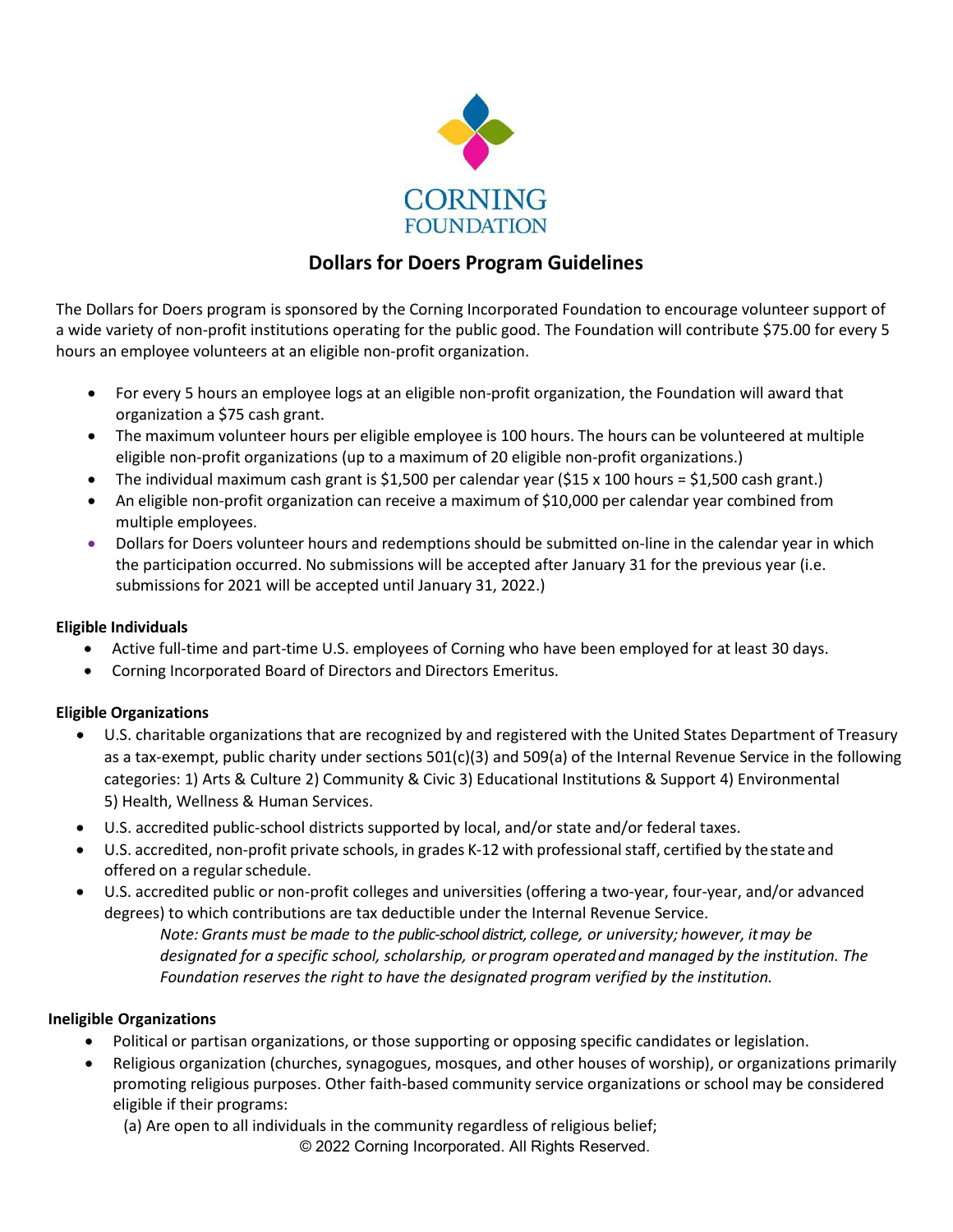CORNING
FOUNDATION

# Dollars for Doers Program Guidelines

The Dollars for Doers program is sponsored by the Corning Incorporated Foundation to encourage volunteer support of a wide variety of non-profit institutions operating for the public good. The Foundation will contribute $75.00 for every 5 hours an employee volunteers at an eligible non-profit organization.

- For every 5 hours an employee logs at an eligible non-profit organization, the Foundation will award that organization a $75 cash grant.
- The maximum volunteer hours per eligible employee is 100 hours. The hours can be volunteered at multiple eligible non-profit organizations (up to a maximum of 20 eligible non-profit organizations.)
- The individual maximum cash grant is $1,500 per calendar year ($15 x 100 hours = $1,500 cash grant.)
- An eligible non-profit organization can receive a maximum of $10,000 per calendar year combined from multiple employees.
- Dollars for Doers volunteer hours and redemptions should be submitted on-line in the calendar year in which the participation occurred. No submissions will be accepted after January 31 for the previous year (i.e. submissions for 2021 will be accepted until January 31, 2022.)

**Eligible Individuals**

- Active full-time and part-time U.S. employees of Corning who have been employed for at least 30 days.
- Corning Incorporated Board of Directors and Directors Emeritus.

**Eligible Organizations**

- U.S. charitable organizations that are recognized by and registered with the United States Department of Treasury as a tax-exempt, public charity under sections 501(c)(3) and 509(a) of the Internal Revenue Service in the following categories: 1) Arts & Culture 2) Community & Civic 3) Educational Institutions & Support 4) Environmental 5) Health, Wellness & Human Services.
- U.S. accredited public-school districts supported by local, and/or state and/or federal taxes.
- U.S. accredited, non-profit private schools, in grades K-12 with professional staff, certified by the state and offered on a regular schedule.
- U.S. accredited public or non-profit colleges and universities (offering a two-year, four-year, and/or advanced degrees) to which contributions are tax deductible under the Internal Revenue Service.

  *Note: Grants must be made to the public-school district, college, or university; however, it may be designated for a specific school, scholarship, or program operated and managed by the institution. The Foundation reserves the right to have the designated program verified by the institution.*

**Ineligible Organizations**

- Political or partisan organizations, or those supporting or opposing specific candidates or legislation.
- Religious organization (churches, synagogues, mosques, and other houses of worship), or organizations primarily promoting religious purposes. Other faith-based community service organizations or school may be considered eligible if their programs:

  (a) Are open to all individuals in the community regardless of religious belief;

© 2022 Corning Incorporated. All Rights Reserved.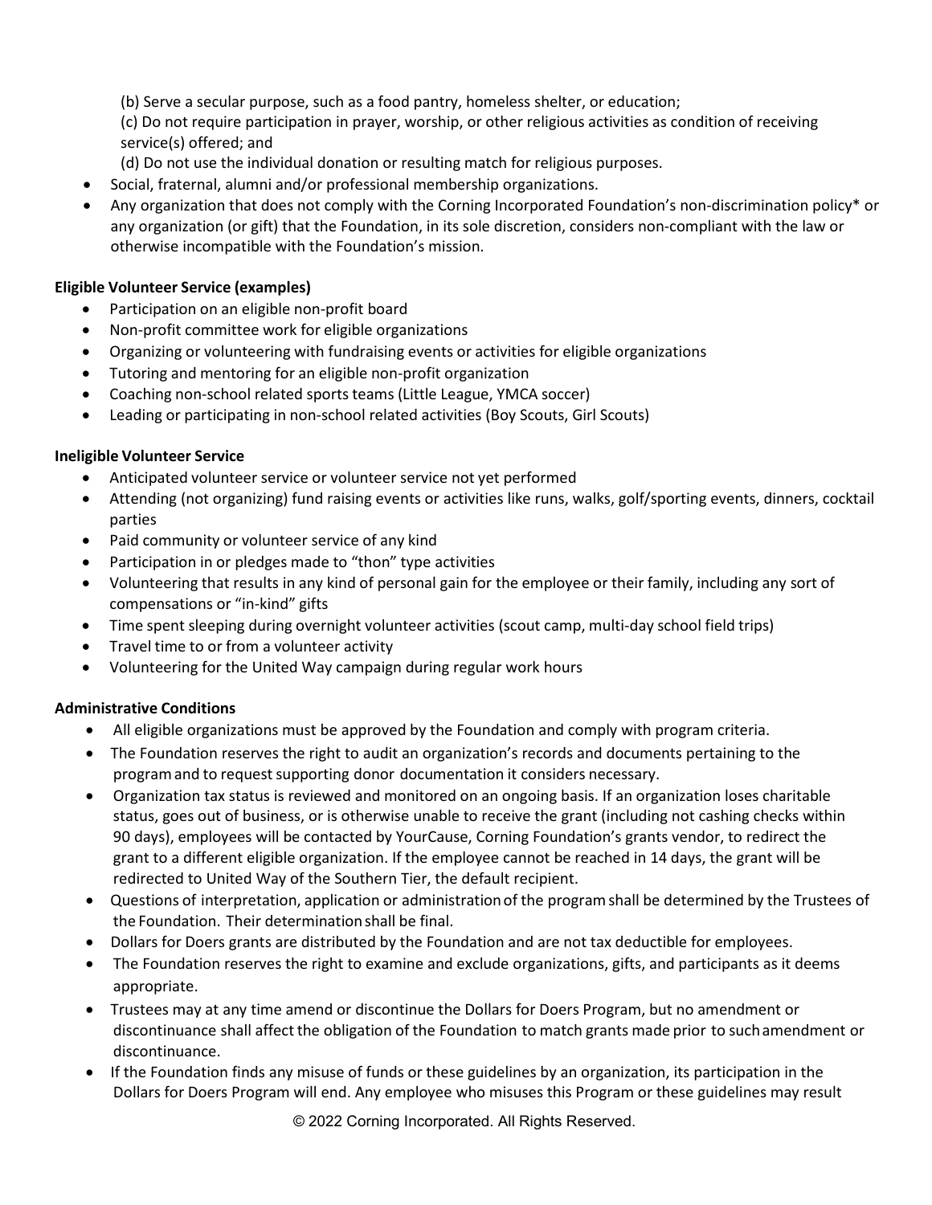(b) Serve a secular purpose, such as a food pantry, homeless shelter, or education;
(c) Do not require participation in prayer, worship, or other religious activities as condition of receiving service(s) offered; and
(d) Do not use the individual donation or resulting match for religious purposes.

- Social, fraternal, alumni and/or professional membership organizations.
- Any organization that does not comply with the Corning Incorporated Foundation's non-discrimination policy* or any organization (or gift) that the Foundation, in its sole discretion, considers non-compliant with the law or otherwise incompatible with the Foundation's mission.

**Eligible Volunteer Service (examples)**

- Participation on an eligible non-profit board
- Non-profit committee work for eligible organizations
- Organizing or volunteering with fundraising events or activities for eligible organizations
- Tutoring and mentoring for an eligible non-profit organization
- Coaching non-school related sports teams (Little League, YMCA soccer)
- Leading or participating in non-school related activities (Boy Scouts, Girl Scouts)

**Ineligible Volunteer Service**

- Anticipated volunteer service or volunteer service not yet performed
- Attending (not organizing) fund raising events or activities like runs, walks, golf/sporting events, dinners, cocktail parties
- Paid community or volunteer service of any kind
- Participation in or pledges made to "thon" type activities
- Volunteering that results in any kind of personal gain for the employee or their family, including any sort of compensations or "in-kind" gifts
- Time spent sleeping during overnight volunteer activities (scout camp, multi-day school field trips)
- Travel time to or from a volunteer activity
- Volunteering for the United Way campaign during regular work hours

**Administrative Conditions**

- All eligible organizations must be approved by the Foundation and comply with program criteria.
- The Foundation reserves the right to audit an organization's records and documents pertaining to the program and to request supporting donor documentation it considers necessary.
- Organization tax status is reviewed and monitored on an ongoing basis. If an organization loses charitable status, goes out of business, or is otherwise unable to receive the grant (including not cashing checks within 90 days), employees will be contacted by YourCause, Corning Foundation's grants vendor, to redirect the grant to a different eligible organization. If the employee cannot be reached in 14 days, the grant will be redirected to United Way of the Southern Tier, the default recipient.
- Questions of interpretation, application or administration of the program shall be determined by the Trustees of the Foundation. Their determination shall be final.
- Dollars for Doers grants are distributed by the Foundation and are not tax deductible for employees.
- The Foundation reserves the right to examine and exclude organizations, gifts, and participants as it deems appropriate.
- Trustees may at any time amend or discontinue the Dollars for Doers Program, but no amendment or discontinuance shall affect the obligation of the Foundation to match grants made prior to such amendment or discontinuance.
- If the Foundation finds any misuse of funds or these guidelines by an organization, its participation in the Dollars for Doers Program will end. Any employee who misuses this Program or these guidelines may result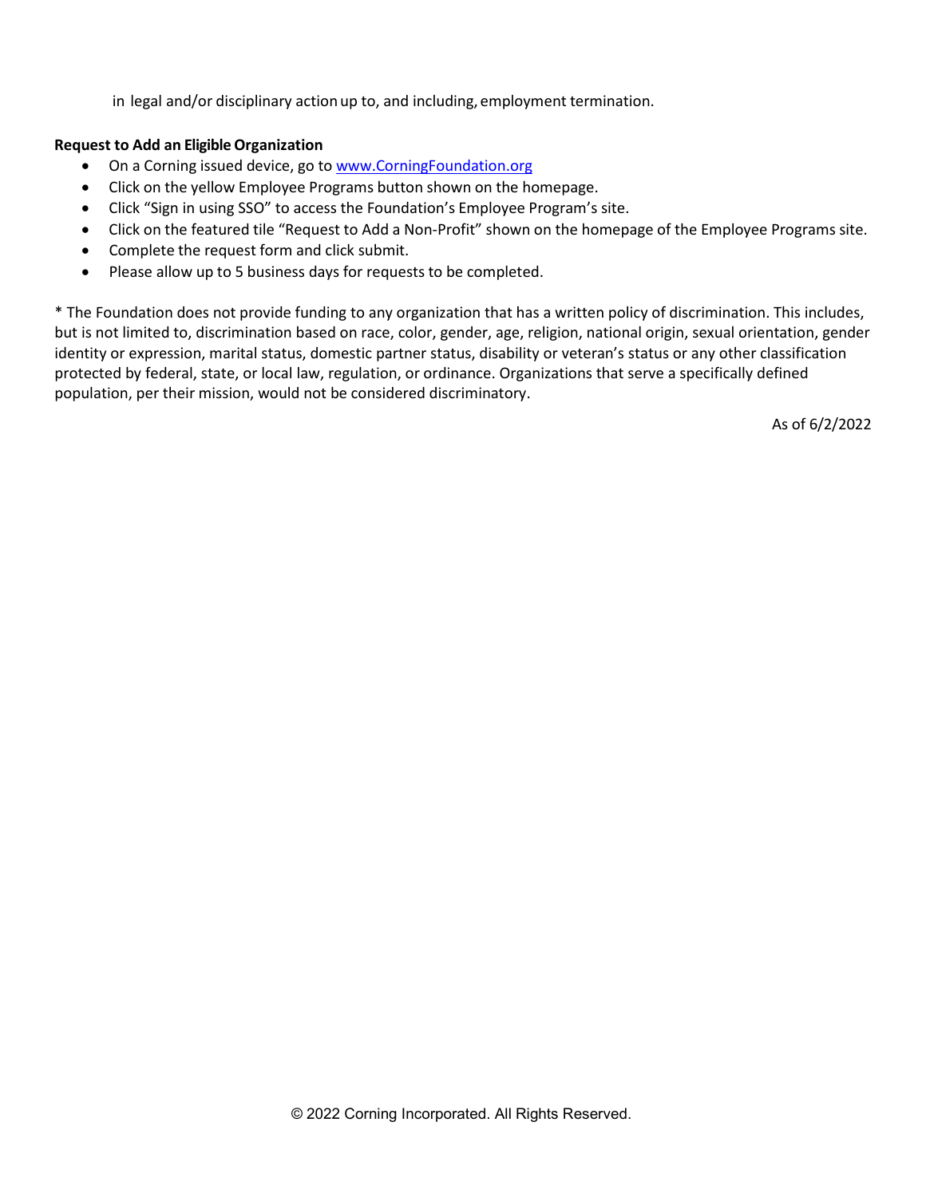in legal and/or disciplinary action up to, and including, employment termination.

**Request to Add an Eligible Organization**

- On a Corning issued device, go to [www.CorningFoundation.org](http://www.CorningFoundation.org)
- Click on the yellow Employee Programs button shown on the homepage.
- Click "Sign in using SSO" to access the Foundation's Employee Program's site.
- Click on the featured tile "Request to Add a Non-Profit" shown on the homepage of the Employee Programs site.
- Complete the request form and click submit.
- Please allow up to 5 business days for requests to be completed.

* The Foundation does not provide funding to any organization that has a written policy of discrimination. This includes, but is not limited to, discrimination based on race, color, gender, age, religion, national origin, sexual orientation, gender identity or expression, marital status, domestic partner status, disability or veteran's status or any other classification protected by federal, state, or local law, regulation, or ordinance. Organizations that serve a specifically defined population, per their mission, would not be considered discriminatory.

As of 6/2/2022

© 2022 Corning Incorporated. All Rights Reserved.